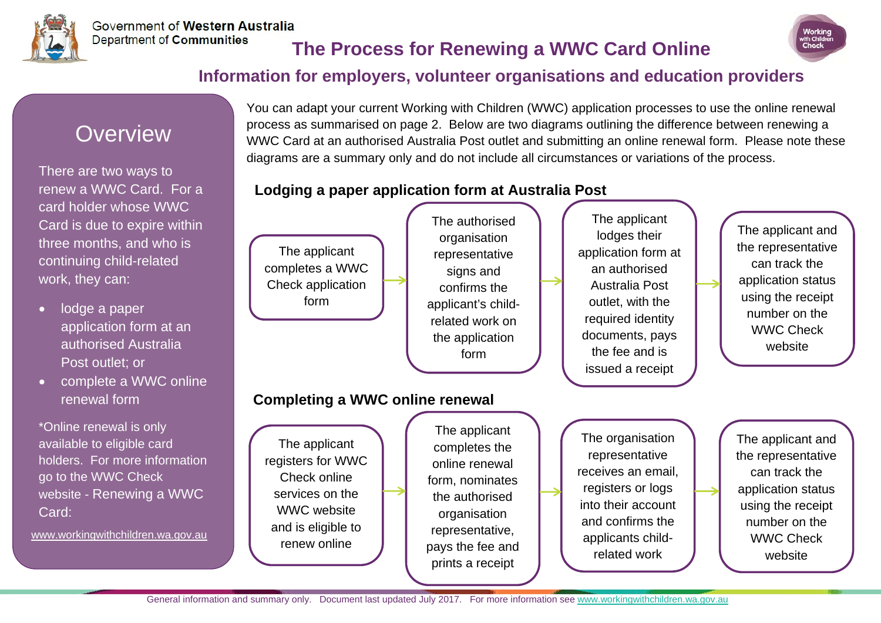Government of Western Australia
Department of Communities

# The Process for Renewing a WWC Card Online

## Information for employers, volunteer organisations and education providers

## Overview

There are two ways to renew a WWC Card. For a card holder whose WWC Card is due to expire within three months, and who is continuing child-related work, they can:

- lodge a paper application form at an authorised Australia Post outlet; or
- complete a WWC online renewal form

*Online renewal is only available to eligible card holders. For more information go to the WWC Check website - Renewing a WWC Card:

www.workingwithchildren.wa.gov.au

You can adapt your current Working with Children (WWC) application processes to use the online renewal process as summarised on page 2. Below are two diagrams outlining the difference between renewing a WWC Card at an authorised Australia Post outlet and submitting an online renewal form. Please note these diagrams are a summary only and do not include all circumstances or variations of the process.

### Lodging a paper application form at Australia Post

1. The applicant completes a WWC Check application form
2. → The authorised organisation representative signs and confirms the applicant's child-related work on the application form
3. → The applicant lodges their application form at an authorised Australia Post outlet, with the required identity documents, pays the fee and is issued a receipt
4. → The applicant and the representative can track the application status using the receipt number on the WWC Check website

### Completing a WWC online renewal

1. The applicant registers for WWC Check online services on the WWC website and is eligible to renew online
2. → The applicant completes the online renewal form, nominates the authorised organisation representative, pays the fee and prints a receipt
3. → The organisation representative receives an email, registers or logs into their account and confirms the applicants child-related work
4. → The applicant and the representative can track the application status using the receipt number on the WWC Check website

General information and summary only. Document last updated July 2017. For more information see www.workingwithchildren.wa.gov.au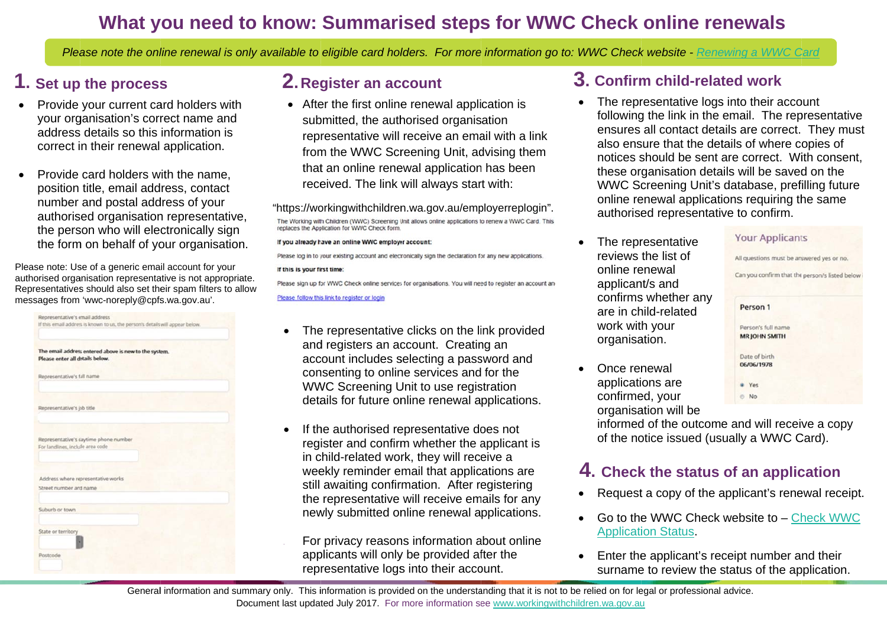# What you need to know: Summarised steps for WWC Check online renewals

*Please note the online renewal is only available to eligible card holders. For more information go to: WWC Check website - Renewing a WWC Card*

## 1. Set up the process

- Provide your current card holders with your organisation's correct name and address details so this information is correct in their renewal application.
- Provide card holders with the name, position title, email address, contact number and postal address of your authorised organisation representative, the person who will electronically sign the form on behalf of your organisation.

Please note: Use of a generic email account for your authorised organisation representative is not appropriate. Representatives should also set their spam filters to allow messages from 'wwc-noreply@cpfs.wa.gov.au'.

Representative's email address
If this email address is known to us, the person's details will appear below.

The email address entered above is new to the system.
Please enter all details below.

Representative's full name

Representative's job title

Representative's daytime phone number
For landlines, include area code

Address where representative works
Street number and name

Suburb or town

State or territory

Postcode

## 2. Register an account

- After the first online renewal application is submitted, the authorised organisation representative will receive an email with a link from the WWC Screening Unit, advising them that an online renewal application has been received. The link will always start with:

"https://workingwithchildren.wa.gov.au/employerreplogin".

The Working with Children (WWC) Screening Unit allows online applications to renew a WWC Card. This replaces the Application for WWC Check form.

**If you already have an online WWC employer account:**

Please log in to your existing account and electronically sign the declaration for any new applications.

**If this is your first time:**

Please sign up for WWC Check online services for organisations. You will need to register an account an

Please follow this link to register or login

- The representative clicks on the link provided and registers an account. Creating an account includes selecting a password and consenting to online services and for the WWC Screening Unit to use registration details for future online renewal applications.
- If the authorised representative does not register and confirm whether the applicant is in child-related work, they will receive a weekly reminder email that applications are still awaiting confirmation. After registering the representative will receive emails for any newly submitted online renewal applications.

For privacy reasons information about online applicants will only be provided after the representative logs into their account.

## 3. Confirm child-related work

- The representative logs into their account following the link in the email. The representative ensures all contact details are correct. They must also ensure that the details of where copies of notices should be sent are correct. With consent, these organisation details will be saved on the WWC Screening Unit's database, prefilling future online renewal applications requiring the same authorised representative to confirm.
- The representative reviews the list of online renewal applicant/s and confirms whether any are in child-related work with your organisation.
- Once renewal applications are confirmed, your organisation will be informed of the outcome and will receive a copy of the notice issued (usually a WWC Card).

Your Applicants

All questions must be answered yes or no.

Can you confirm that the person/s listed below

Person 1

Person's full name
MR JOHN SMITH

Date of birth
06/06/1978

Yes

No

## 4. Check the status of an application

- Request a copy of the applicant's renewal receipt.
- Go to the WWC Check website to – Check WWC Application Status.
- Enter the applicant's receipt number and their surname to review the status of the application.

General information and summary only. This information is provided on the understanding that it is not to be relied on for legal or professional advice.
Document last updated July 2017. For more information see www.workingwithchildren.wa.gov.au